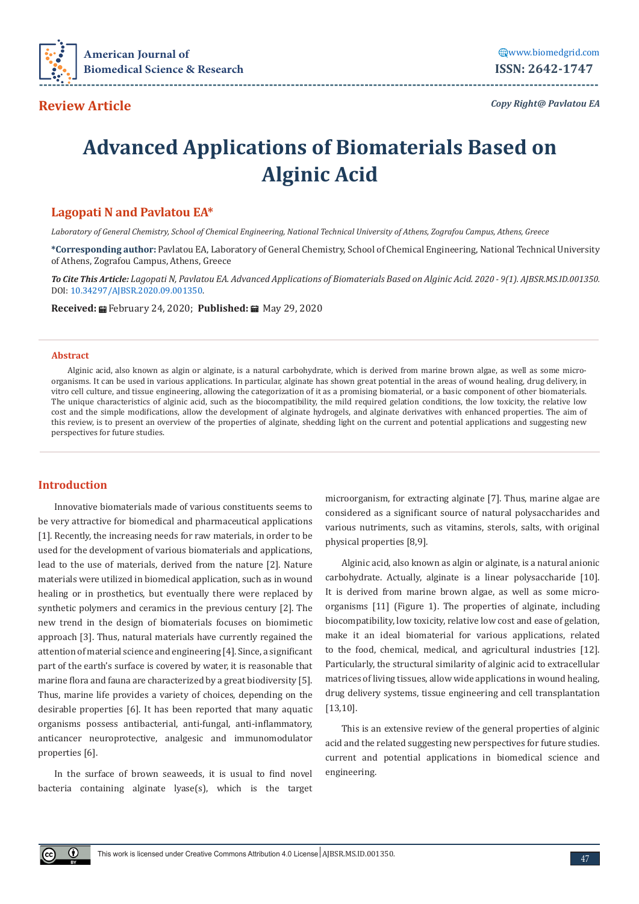Review Article

Copy Right@ Pavlatou EA

# Advanced Applications of Biomaterials Based on Alginic Acid

## Lagopati N and Pavlatou EA*

*Laboratory of General Chemistry, School of Chemical Engineering, National Technical University of Athens, Zografou Campus, Athens, Greece*

**\*Corresponding author:** Pavlatou EA, Laboratory of General Chemistry, School of Chemical Engineering, National Technical University of Athens, Zografou Campus, Athens, Greece

***To Cite This Article:*** *Lagopati N, Pavlatou EA. Advanced Applications of Biomaterials Based on Alginic Acid. 2020 - 9(1). AJBSR.MS.ID.001350.* DOI: 10.34297/AJBSR.2020.09.001350.

**Received:** February 24, 2020; **Published:** May 29, 2020

### Abstract

Alginic acid, also known as algin or alginate, is a natural carbohydrate, which is derived from marine brown algae, as well as some micro-organisms. It can be used in various applications. In particular, alginate has shown great potential in the areas of wound healing, drug delivery, in vitro cell culture, and tissue engineering, allowing the categorization of it as a promising biomaterial, or a basic component of other biomaterials. The unique characteristics of alginic acid, such as the biocompatibility, the mild required gelation conditions, the low toxicity, the relative low cost and the simple modifications, allow the development of alginate hydrogels, and alginate derivatives with enhanced properties. The aim of this review, is to present an overview of the properties of alginate, shedding light on the current and potential applications and suggesting new perspectives for future studies.

## Introduction

Innovative biomaterials made of various constituents seems to be very attractive for biomedical and pharmaceutical applications [1]. Recently, the increasing needs for raw materials, in order to be used for the development of various biomaterials and applications, lead to the use of materials, derived from the nature [2]. Nature materials were utilized in biomedical application, such as in wound healing or in prosthetics, but eventually there were replaced by synthetic polymers and ceramics in the previous century [2]. The new trend in the design of biomaterials focuses on biomimetic approach [3]. Thus, natural materials have currently regained the attention of material science and engineering [4]. Since, a significant part of the earth's surface is covered by water, it is reasonable that marine flora and fauna are characterized by a great biodiversity [5]. Thus, marine life provides a variety of choices, depending on the desirable properties [6]. It has been reported that many aquatic organisms possess antibacterial, anti-fungal, anti-inflammatory, anticancer neuroprotective, analgesic and immunomodulator properties [6].

In the surface of brown seaweeds, it is usual to find novel bacteria containing alginate lyase(s), which is the target microorganism, for extracting alginate [7]. Thus, marine algae are considered as a significant source of natural polysaccharides and various nutriments, such as vitamins, sterols, salts, with original physical properties [8,9].

Alginic acid, also known as algin or alginate, is a natural anionic carbohydrate. Actually, alginate is a linear polysaccharide [10]. It is derived from marine brown algae, as well as some micro-organisms [11] (Figure 1). The properties of alginate, including biocompatibility, low toxicity, relative low cost and ease of gelation, make it an ideal biomaterial for various applications, related to the food, chemical, medical, and agricultural industries [12]. Particularly, the structural similarity of alginic acid to extracellular matrices of living tissues, allow wide applications in wound healing, drug delivery systems, tissue engineering and cell transplantation [13,10].

This is an extensive review of the general properties of alginic acid and the related suggesting new perspectives for future studies. current and potential applications in biomedical science and engineering.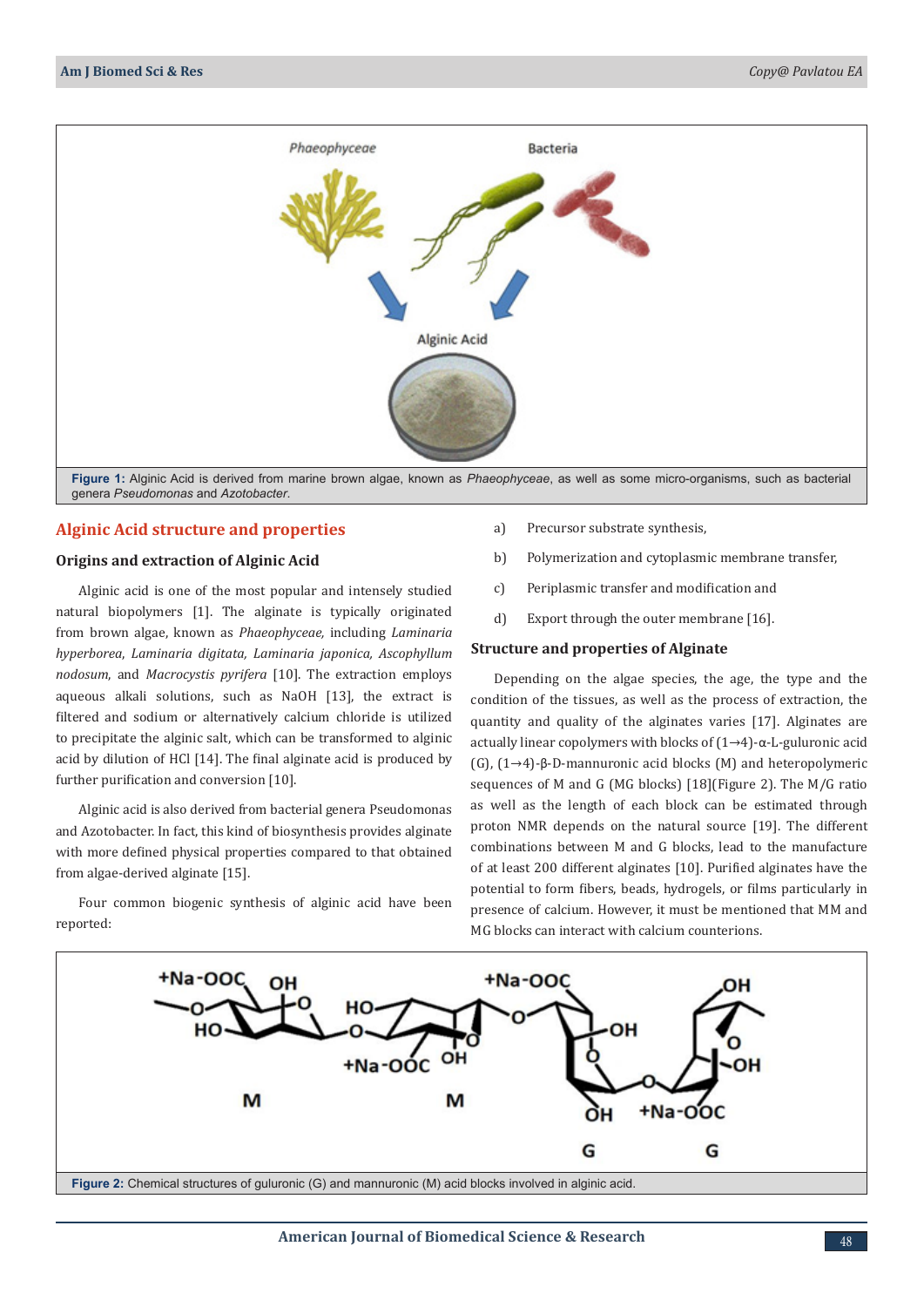Figure 1: Alginic Acid is derived from marine brown algae, known as *Phaeophyceae*, as well as some micro-organisms, such as bacterial genera *Pseudomonas* and *Azotobacter*.

## Alginic Acid structure and properties

### Origins and extraction of Alginic Acid

Alginic acid is one of the most popular and intensely studied natural biopolymers [1]. The alginate is typically originated from brown algae, known as *Phaeophyceae,* including *Laminaria hyperborea*, *Laminaria digitata, Laminaria japonica, Ascophyllum nodosum,* and *Macrocystis pyrifera* [10]. The extraction employs aqueous alkali solutions, such as NaOH [13], the extract is filtered and sodium or alternatively calcium chloride is utilized to precipitate the alginic salt, which can be transformed to alginic acid by dilution of HCl [14]. The final alginate acid is produced by further purification and conversion [10].

Alginic acid is also derived from bacterial genera Pseudomonas and Azotobacter. In fact, this kind of biosynthesis provides alginate with more defined physical properties compared to that obtained from algae-derived alginate [15].

Four common biogenic synthesis of alginic acid have been reported:

a) Precursor substrate synthesis,

b) Polymerization and cytoplasmic membrane transfer,

c) Periplasmic transfer and modification and

d) Export through the outer membrane [16].

### Structure and properties of Alginate

Depending on the algae species, the age, the type and the condition of the tissues, as well as the process of extraction, the quantity and quality of the alginates varies [17]. Alginates are actually linear copolymers with blocks of (1→4)-α-L-guluronic acid (G), (1→4)-β-D-mannuronic acid blocks (M) and heteropolymeric sequences of M and G (MG blocks) [18](Figure 2). The M/G ratio as well as the length of each block can be estimated through proton NMR depends on the natural source [19]. The different combinations between M and G blocks, lead to the manufacture of at least 200 different alginates [10]. Purified alginates have the potential to form fibers, beads, hydrogels, or films particularly in presence of calcium. However, it must be mentioned that MM and MG blocks can interact with calcium counterions.

Figure 2: Chemical structures of guluronic (G) and mannuronic (M) acid blocks involved in alginic acid.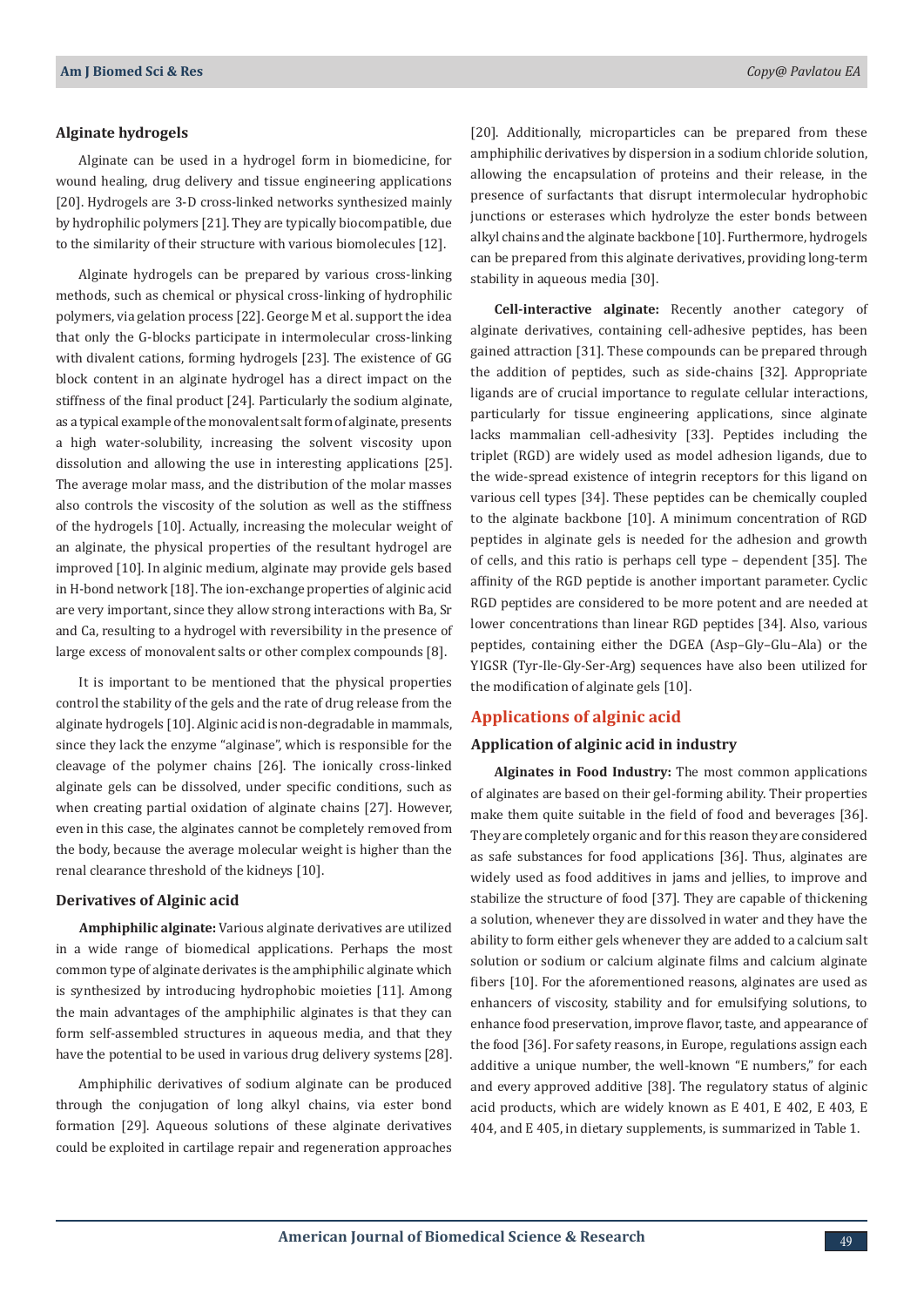### Alginate hydrogels

Alginate can be used in a hydrogel form in biomedicine, for wound healing, drug delivery and tissue engineering applications [20]. Hydrogels are 3-D cross-linked networks synthesized mainly by hydrophilic polymers [21]. They are typically biocompatible, due to the similarity of their structure with various biomolecules [12].

Alginate hydrogels can be prepared by various cross-linking methods, such as chemical or physical cross-linking of hydrophilic polymers, via gelation process [22]. George M et al. support the idea that only the G-blocks participate in intermolecular cross-linking with divalent cations, forming hydrogels [23]. The existence of GG block content in an alginate hydrogel has a direct impact on the stiffness of the final product [24]. Particularly the sodium alginate, as a typical example of the monovalent salt form of alginate, presents a high water-solubility, increasing the solvent viscosity upon dissolution and allowing the use in interesting applications [25]. The average molar mass, and the distribution of the molar masses also controls the viscosity of the solution as well as the stiffness of the hydrogels [10]. Actually, increasing the molecular weight of an alginate, the physical properties of the resultant hydrogel are improved [10]. In alginic medium, alginate may provide gels based in H-bond network [18]. The ion-exchange properties of alginic acid are very important, since they allow strong interactions with Ba, Sr and Ca, resulting to a hydrogel with reversibility in the presence of large excess of monovalent salts or other complex compounds [8].

It is important to be mentioned that the physical properties control the stability of the gels and the rate of drug release from the alginate hydrogels [10]. Alginic acid is non-degradable in mammals, since they lack the enzyme "alginase", which is responsible for the cleavage of the polymer chains [26]. The ionically cross-linked alginate gels can be dissolved, under specific conditions, such as when creating partial oxidation of alginate chains [27]. However, even in this case, the alginates cannot be completely removed from the body, because the average molecular weight is higher than the renal clearance threshold of the kidneys [10].

### Derivatives of Alginic acid

**Amphiphilic alginate:** Various alginate derivatives are utilized in a wide range of biomedical applications. Perhaps the most common type of alginate derivates is the amphiphilic alginate which is synthesized by introducing hydrophobic moieties [11]. Among the main advantages of the amphiphilic alginates is that they can form self-assembled structures in aqueous media, and that they have the potential to be used in various drug delivery systems [28].

Amphiphilic derivatives of sodium alginate can be produced through the conjugation of long alkyl chains, via ester bond formation [29]. Aqueous solutions of these alginate derivatives could be exploited in cartilage repair and regeneration approaches [20]. Additionally, microparticles can be prepared from these amphiphilic derivatives by dispersion in a sodium chloride solution, allowing the encapsulation of proteins and their release, in the presence of surfactants that disrupt intermolecular hydrophobic junctions or esterases which hydrolyze the ester bonds between alkyl chains and the alginate backbone [10]. Furthermore, hydrogels can be prepared from this alginate derivatives, providing long-term stability in aqueous media [30].

**Cell-interactive alginate:** Recently another category of alginate derivatives, containing cell-adhesive peptides, has been gained attraction [31]. These compounds can be prepared through the addition of peptides, such as side-chains [32]. Appropriate ligands are of crucial importance to regulate cellular interactions, particularly for tissue engineering applications, since alginate lacks mammalian cell-adhesivity [33]. Peptides including the triplet (RGD) are widely used as model adhesion ligands, due to the wide-spread existence of integrin receptors for this ligand on various cell types [34]. These peptides can be chemically coupled to the alginate backbone [10]. A minimum concentration of RGD peptides in alginate gels is needed for the adhesion and growth of cells, and this ratio is perhaps cell type – dependent [35]. The affinity of the RGD peptide is another important parameter. Cyclic RGD peptides are considered to be more potent and are needed at lower concentrations than linear RGD peptides [34]. Also, various peptides, containing either the DGEA (Asp–Gly–Glu–Ala) or the YIGSR (Tyr-Ile-Gly-Ser-Arg) sequences have also been utilized for the modification of alginate gels [10].

## Applications of alginic acid

### Application of alginic acid in industry

**Alginates in Food Industry:** The most common applications of alginates are based on their gel-forming ability. Their properties make them quite suitable in the field of food and beverages [36]. They are completely organic and for this reason they are considered as safe substances for food applications [36]. Thus, alginates are widely used as food additives in jams and jellies, to improve and stabilize the structure of food [37]. They are capable of thickening a solution, whenever they are dissolved in water and they have the ability to form either gels whenever they are added to a calcium salt solution or sodium or calcium alginate films and calcium alginate fibers [10]. For the aforementioned reasons, alginates are used as enhancers of viscosity, stability and for emulsifying solutions, to enhance food preservation, improve flavor, taste, and appearance of the food [36]. For safety reasons, in Europe, regulations assign each additive a unique number, the well-known "E numbers," for each and every approved additive [38]. The regulatory status of alginic acid products, which are widely known as E 401, E 402, E 403, E 404, and E 405, in dietary supplements, is summarized in Table 1.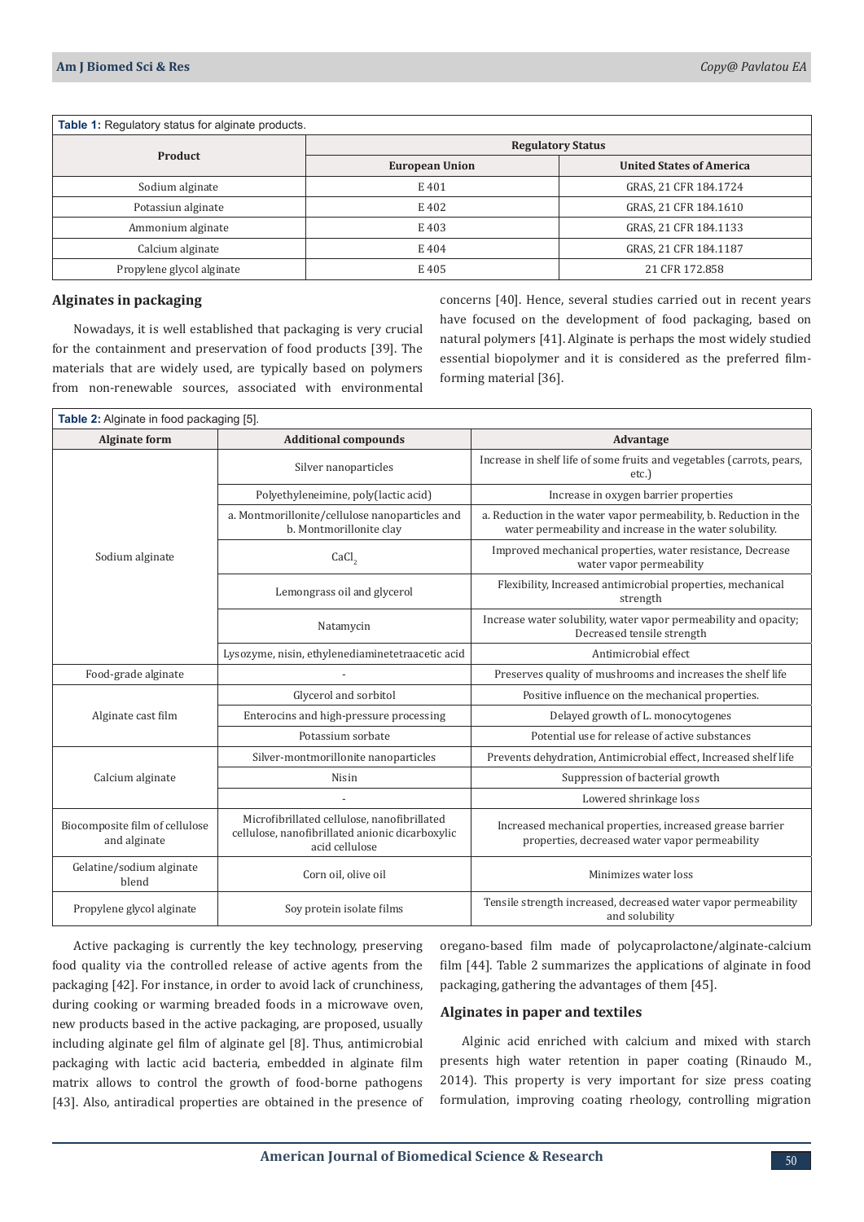Table 1: Regulatory status for alginate products.

| Product | Regulatory Status | |
|---|---|---|
| | European Union | United States of America |
| Sodium alginate | E 401 | GRAS, 21 CFR 184.1724 |
| Potassiun alginate | E 402 | GRAS, 21 CFR 184.1610 |
| Ammonium alginate | E 403 | GRAS, 21 CFR 184.1133 |
| Calcium alginate | E 404 | GRAS, 21 CFR 184.1187 |
| Propylene glycol alginate | E 405 | 21 CFR 172.858 |

## Alginates in packaging

Nowadays, it is well established that packaging is very crucial for the containment and preservation of food products [39]. The materials that are widely used, are typically based on polymers from non-renewable sources, associated with environmental concerns [40]. Hence, several studies carried out in recent years have focused on the development of food packaging, based on natural polymers [41]. Alginate is perhaps the most widely studied essential biopolymer and it is considered as the preferred film-forming material [36].

Table 2: Alginate in food packaging [5].

| Alginate form | Additional compounds | Advantage |
|---|---|---|
| Sodium alginate | Silver nanoparticles | Increase in shelf life of some fruits and vegetables (carrots, pears, etc.) |
| | Polyethyleneimine, poly(lactic acid) | Increase in oxygen barrier properties |
| | a. Montmorillonite/cellulose nanoparticles and b. Montmorillonite clay | a. Reduction in the water vapor permeability, b. Reduction in the water permeability and increase in the water solubility. |
| | $CaCl_2$ | Improved mechanical properties, water resistance, Decrease water vapor permeability |
| | Lemongrass oil and glycerol | Flexibility, Increased antimicrobial properties, mechanical strength |
| | Natamycin | Increase water solubility, water vapor permeability and opacity; Decreased tensile strength |
| | Lysozyme, nisin, ethylenediaminetetraacetic acid | Antimicrobial effect |
| Food-grade alginate | - | Preserves quality of mushrooms and increases the shelf life |
| Alginate cast film | Glycerol and sorbitol | Positive influence on the mechanical properties. |
| | Enterocins and high-pressure processing | Delayed growth of L. monocytogenes |
| | Potassium sorbate | Potential use for release of active substances |
| Calcium alginate | Silver-montmorillonite nanoparticles | Prevents dehydration, Antimicrobial effect, Increased shelf life |
| | Nisin | Suppression of bacterial growth |
| | - | Lowered shrinkage loss |
| Biocomposite film of cellulose and alginate | Microfibrillated cellulose, nanofibrillated cellulose, nanofibrillated anionic dicarboxylic acid cellulose | Increased mechanical properties, increased grease barrier properties, decreased water vapor permeability |
| Gelatine/sodium alginate blend | Corn oil, olive oil | Minimizes water loss |
| Propylene glycol alginate | Soy protein isolate films | Tensile strength increased, decreased water vapor permeability and solubility |

Active packaging is currently the key technology, preserving food quality via the controlled release of active agents from the packaging [42]. For instance, in order to avoid lack of crunchiness, during cooking or warming breaded foods in a microwave oven, new products based in the active packaging, are proposed, usually including alginate gel film of alginate gel [8]. Thus, antimicrobial packaging with lactic acid bacteria, embedded in alginate film matrix allows to control the growth of food-borne pathogens [43]. Also, antiradical properties are obtained in the presence of oregano-based film made of polycaprolactone/alginate-calcium film [44]. Table 2 summarizes the applications of alginate in food packaging, gathering the advantages of them [45].

## Alginates in paper and textiles

Alginic acid enriched with calcium and mixed with starch presents high water retention in paper coating (Rinaudo M., 2014). This property is very important for size press coating formulation, improving coating rheology, controlling migration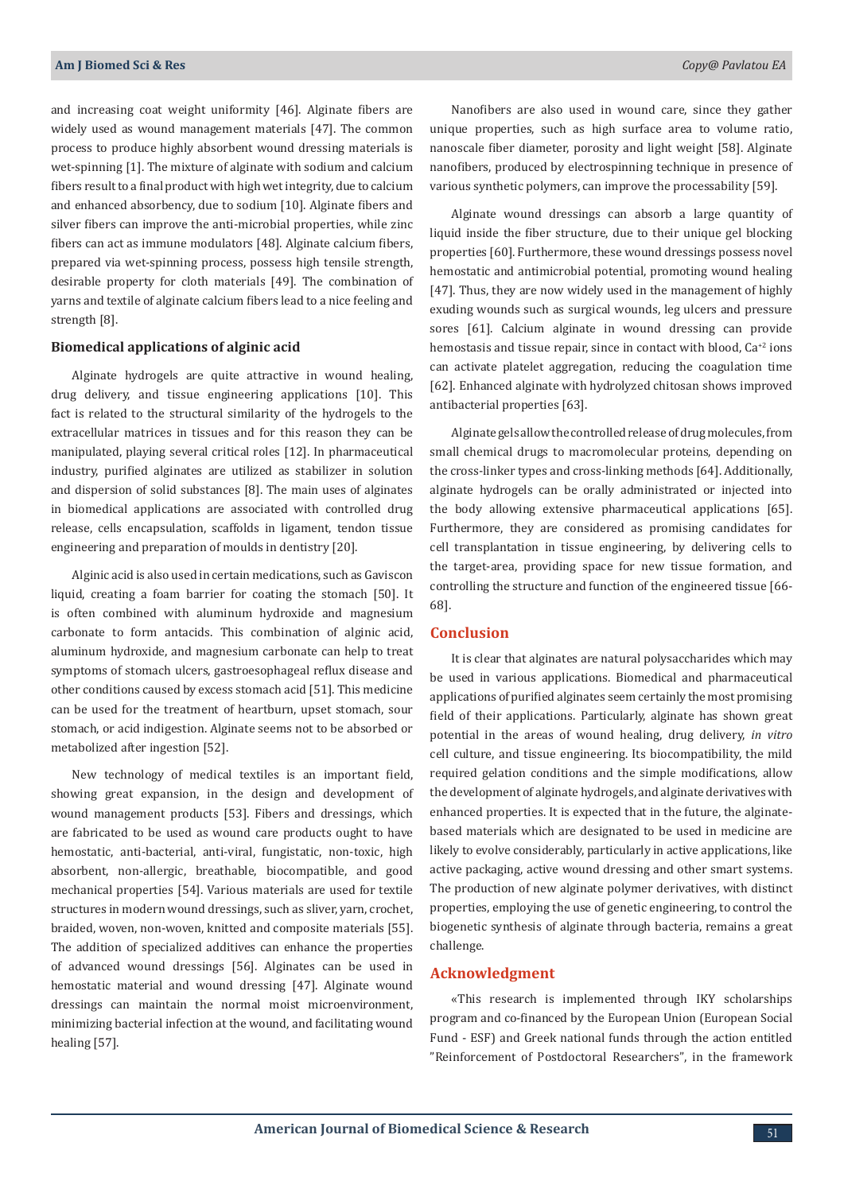and increasing coat weight uniformity [46]. Alginate fibers are widely used as wound management materials [47]. The common process to produce highly absorbent wound dressing materials is wet-spinning [1]. The mixture of alginate with sodium and calcium fibers result to a final product with high wet integrity, due to calcium and enhanced absorbency, due to sodium [10]. Alginate fibers and silver fibers can improve the anti-microbial properties, while zinc fibers can act as immune modulators [48]. Alginate calcium fibers, prepared via wet-spinning process, possess high tensile strength, desirable property for cloth materials [49]. The combination of yarns and textile of alginate calcium fibers lead to a nice feeling and strength [8].

### Biomedical applications of alginic acid

Alginate hydrogels are quite attractive in wound healing, drug delivery, and tissue engineering applications [10]. This fact is related to the structural similarity of the hydrogels to the extracellular matrices in tissues and for this reason they can be manipulated, playing several critical roles [12]. In pharmaceutical industry, purified alginates are utilized as stabilizer in solution and dispersion of solid substances [8]. The main uses of alginates in biomedical applications are associated with controlled drug release, cells encapsulation, scaffolds in ligament, tendon tissue engineering and preparation of moulds in dentistry [20].

Alginic acid is also used in certain medications, such as Gaviscon liquid, creating a foam barrier for coating the stomach [50]. It is often combined with aluminum hydroxide and magnesium carbonate to form antacids. This combination of alginic acid, aluminum hydroxide, and magnesium carbonate can help to treat symptoms of stomach ulcers, gastroesophageal reflux disease and other conditions caused by excess stomach acid [51]. This medicine can be used for the treatment of heartburn, upset stomach, sour stomach, or acid indigestion. Alginate seems not to be absorbed or metabolized after ingestion [52].

New technology of medical textiles is an important field, showing great expansion, in the design and development of wound management products [53]. Fibers and dressings, which are fabricated to be used as wound care products ought to have hemostatic, anti-bacterial, anti-viral, fungistatic, non-toxic, high absorbent, non-allergic, breathable, biocompatible, and good mechanical properties [54]. Various materials are used for textile structures in modern wound dressings, such as sliver, yarn, crochet, braided, woven, non-woven, knitted and composite materials [55]. The addition of specialized additives can enhance the properties of advanced wound dressings [56]. Alginates can be used in hemostatic material and wound dressing [47]. Alginate wound dressings can maintain the normal moist microenvironment, minimizing bacterial infection at the wound, and facilitating wound healing [57].

Nanofibers are also used in wound care, since they gather unique properties, such as high surface area to volume ratio, nanoscale fiber diameter, porosity and light weight [58]. Alginate nanofibers, produced by electrospinning technique in presence of various synthetic polymers, can improve the processability [59].

Alginate wound dressings can absorb a large quantity of liquid inside the fiber structure, due to their unique gel blocking properties [60]. Furthermore, these wound dressings possess novel hemostatic and antimicrobial potential, promoting wound healing [47]. Thus, they are now widely used in the management of highly exuding wounds such as surgical wounds, leg ulcers and pressure sores [61]. Calcium alginate in wound dressing can provide hemostasis and tissue repair, since in contact with blood, $Ca^{+2}$ ions can activate platelet aggregation, reducing the coagulation time [62]. Enhanced alginate with hydrolyzed chitosan shows improved antibacterial properties [63].

Alginate gels allow the controlled release of drug molecules, from small chemical drugs to macromolecular proteins, depending on the cross-linker types and cross-linking methods [64]. Additionally, alginate hydrogels can be orally administrated or injected into the body allowing extensive pharmaceutical applications [65]. Furthermore, they are considered as promising candidates for cell transplantation in tissue engineering, by delivering cells to the target-area, providing space for new tissue formation, and controlling the structure and function of the engineered tissue [66-68].

## Conclusion

It is clear that alginates are natural polysaccharides which may be used in various applications. Biomedical and pharmaceutical applications of purified alginates seem certainly the most promising field of their applications. Particularly, alginate has shown great potential in the areas of wound healing, drug delivery, *in vitro* cell culture, and tissue engineering. Its biocompatibility, the mild required gelation conditions and the simple modifications, allow the development of alginate hydrogels, and alginate derivatives with enhanced properties. It is expected that in the future, the alginate-based materials which are designated to be used in medicine are likely to evolve considerably, particularly in active applications, like active packaging, active wound dressing and other smart systems. The production of new alginate polymer derivatives, with distinct properties, employing the use of genetic engineering, to control the biogenetic synthesis of alginate through bacteria, remains a great challenge.

## Acknowledgment

«This research is implemented through IKY scholarships program and co-financed by the European Union (European Social Fund - ESF) and Greek national funds through the action entitled "Reinforcement of Postdoctoral Researchers", in the framework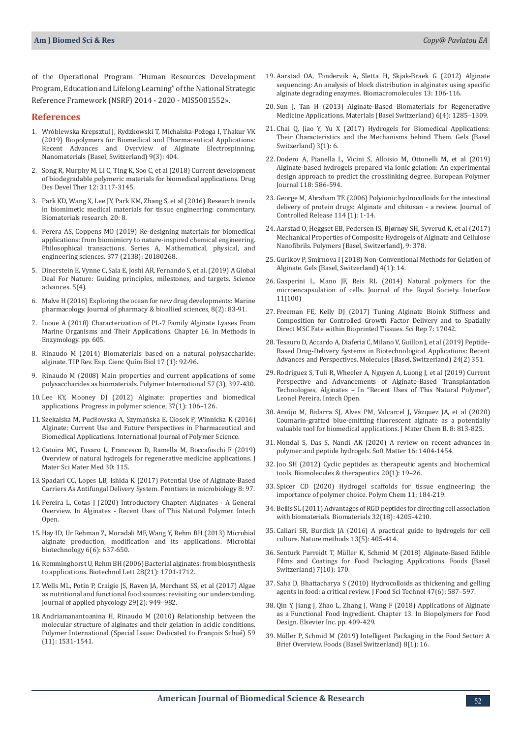of the Operational Program "Human Resources Development Program, Education and Lifelong Learning" of the National Strategic Reference Framework (NSRF) 2014 - 2020 - MIS5001552».

## References

1. Wróblewska Krepsztul J, Rydzkowski T, Michalska-Pożoga I, Thakur VK (2019) Biopolymers for Biomedical and Pharmaceutical Applications: Recent Advances and Overview of Alginate Electrospinning. Nanomaterials (Basel, Switzerland) 9(3): 404.
2. Song R, Murphy M, Li C, Ting K, Soo C, et al (2018) Current development of biodegradable polymeric materials for biomedical applications. Drug Des Devel Ther 12: 3117-3145.
3. Park KD, Wang X, Lee JY, Park KM, Zhang S, et al (2016) Research trends in biomimetic medical materials for tissue engineering: commentary. Biomaterials research. 20: 8.
4. Perera AS, Coppens MO (2019) Re-designing materials for biomedical applications: from biomimicry to nature-inspired chemical engineering. Philosophical transactions. Series A, Mathematical, physical, and engineering sciences. 377 (2138): 20180268.
5. Dinerstein E, Vynne C, Sala E, Joshi AR, Fernando S, et al. (2019) A Global Deal For Nature: Guiding principles, milestones, and targets. Science advances. 5(4).
6. Malve H (2016) Exploring the ocean for new drug developments: Marine pharmacology. Journal of pharmacy & bioallied sciences, 8(2): 83-91.
7. Inoue A (2018) Characterization of PL-7 Family Alginate Lyases From Marine Organisms and Their Applications. Chapter 16. In Methods in Enzymology. pp. 605.
8. Rinaudo M (2014) Biomaterials based on a natural polysaccharide: alginate. TIP Rev. Esp. Cienc Quím Biol 17 (1): 92-96.
9. Rinaudo M (2008) Main properties and current applications of some polysaccharides as biomaterials. Polymer International 57 (3), 397-430.
10. Lee KY, Mooney DJ (2012) Alginate: properties and biomedical applications. Progress in polymer science, 37(1): 106–126.
11. Szekalska M, Puciłowska A, Szymańska E, Ciosek P, Winnicka K (2016) Alginate: Current Use and Future Perspectives in Pharmaceutical and Biomedical Applications. International Journal of Polymer Science.
12. Catoira MC, Fusaro L, Francesco D, Ramella M, Boccafoschi F (2019) Overview of natural hydrogels for regenerative medicine applications. J Mater Sci Mater Med 30: 115.
13. Spadari CC, Lopes LB, Ishida K (2017) Potential Use of Alginate-Based Carriers As Antifungal Delivery System. Frontiers in microbiology 8: 97.
14. Pereira L, Cotas J (2020) Introductory Chapter: Alginates - A General Overview. In Alginates - Recent Uses of This Natural Polymer. Intech Open.
15. Hay ID, Ur Rehman Z, Moradali MF, Wang Y, Rehm BH (2013) Microbial alginate production, modification and its applications. Microbial biotechnology 6(6): 637-650.
16. Remminghorst U, Rehm BH (2006) Bacterial alginates: from biosynthesis to applications. Biotechnol Lett 28(21): 1701-1712.
17. Wells ML, Potin P, Craigie JS, Raven JA, Merchant SS, et al (2017) Algae as nutritional and functional food sources: revisiting our understanding. Journal of applied phycology 29(2): 949–982.
18. Andriamanantoanina H, Rinaudo M (2010) Relationship between the molecular structure of alginates and their gelation in acidic conditions. Polymer International (Special Issue: Dedicated to François Schué) 59 (11): 1531-1541.
19. Aarstad OA, Tondervik A, Sletta H, Skjak-Braek G (2012) Alginate sequencing: An analysis of block distribution in alginates using specific alginate degrading enzymes. Biomacromolecules 13: 106-116.
20. Sun J, Tan H (2013) Alginate-Based Biomaterials for Regenerative Medicine Applications. Materials (Basel Switzerland) 6(4): 1285–1309.
21. Chai Q, Jiao Y, Yu X (2017) Hydrogels for Biomedical Applications: Their Characteristics and the Mechanisms behind Them. Gels (Basel Switzerland) 3(1): 6.
22. Dodero A, Pianella L, Vicini S, Alloisio M, Ottonelli M, et al (2019) Alginate-based hydrogels prepared via ionic gelation: An experimental design approach to predict the crosslinking degree. European Polymer Journal 118: 586-594.
23. George M, Abraham TE (2006) Polyionic hydrocolloids for the intestinal delivery of protein drugs: Alginate and chitosan - a review. Journal of Controlled Release 114 (1): 1-14.
24. Aarstad O, Heggset EB, Pedersen IS, Bjørnøy SH, Syverud K, et al (2017) Mechanical Properties of Composite Hydrogels of Alginate and Cellulose Nanofibrils. Polymers (Basel, Switzerland), 9: 378.
25. Gurikov P, Smirnova I (2018) Non-Conventional Methods for Gelation of Alginate. Gels (Basel, Switzerland) 4(1): 14.
26. Gasperini L, Mano JF, Reis RL (2014) Natural polymers for the microencapsulation of cells. Journal of the Royal Society. Interface 11(100)
27. Freeman FE, Kelly DJ (2017) Tuning Alginate Bioink Stiffness and Composition for Controlled Growth Factor Delivery and to Spatially Direct MSC Fate within Bioprinted Tissues. Sci Rep 7: 17042.
28. Tesauro D, Accardo A, Diaferia C, Milano V, Guillon J, et al (2019) Peptide-Based Drug-Delivery Systems in Biotechnological Applications: Recent Advances and Perspectives. Molecules (Basel, Switzerland) 24(2) 351.
29. Rodriguez S, Tuli R, Wheeler A, Nguyen A, Luong J, et al (2019) Current Perspective and Advancements of Alginate-Based Transplantation Technologies, Alginates – In "Recent Uses of This Natural Polymer", Leonel Pereira. Intech Open.
30. Araújo M, Bidarra SJ, Alves PM, Valcarcel J, Vázquez JA, et al (2020) Coumarin-grafted blue-emitting fluorescent alginate as a potentially valuable tool for biomedical applications. J Mater Chem B. 8: 813-825.
31. Mondal S, Das S, Nandi AK (2020) A review on recent advances in polymer and peptide hydrogels. Soft Matter 16: 1404-1454.
32. Joo SH (2012) Cyclic peptides as therapeutic agents and biochemical tools. Biomolecules & therapeutics 20(1): 19–26.
33. Spicer CD (2020) Hydrogel scaffolds for tissue engineering: the importance of polymer choice. Polym Chem 11; 184-219.
34. Bellis SL (2011) Advantages of RGD peptides for directing cell association with biomaterials. Biomaterials 32(18): 4205-4210.
35. Caliari SR, Burdick JA (2016) A practical guide to hydrogels for cell culture. Nature methods 13(5): 405-414.
36. Senturk Parreidt T, Müller K, Schmid M (2018) Alginate-Based Edible Films and Coatings for Food Packaging Applications. Foods (Basel Switzerland) 7(10): 170.
37. Saha D, Bhattacharya S (2010) Hydrocolloids as thickening and gelling agents in food: a critical review. J Food Sci Technol 47(6): 587–597.
38. Qin Y, Jiang J, Zhao L, Zhang J, Wang F (2018) Applications of Alginate as a Functional Food Ingredient. Chapter 13. In Biopolymers for Food Design. Elsevier Inc. pp. 409-429.
39. Müller P, Schmid M (2019) Intelligent Packaging in the Food Sector: A Brief Overview. Foods (Basel Switzerland) 8(1): 16.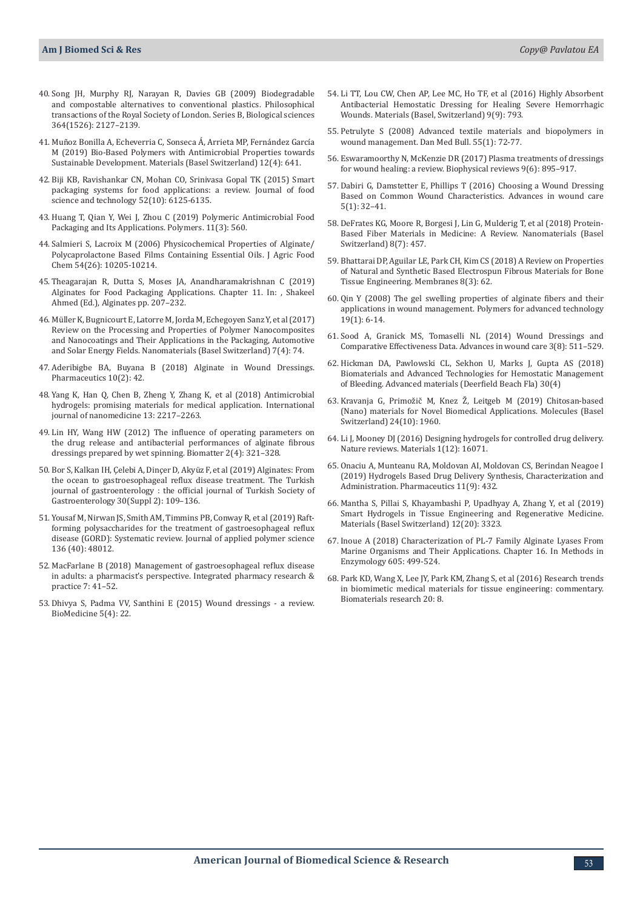40. Song JH, Murphy RJ, Narayan R, Davies GB (2009) Biodegradable and compostable alternatives to conventional plastics. Philosophical transactions of the Royal Society of London. Series B, Biological sciences 364(1526): 2127–2139.
41. Muñoz Bonilla A, Echeverria C, Sonseca Á, Arrieta MP, Fernández García M (2019) Bio-Based Polymers with Antimicrobial Properties towards Sustainable Development. Materials (Basel Switzerland) 12(4): 641.
42. Biji KB, Ravishankar CN, Mohan CO, Srinivasa Gopal TK (2015) Smart packaging systems for food applications: a review. Journal of food science and technology 52(10): 6125-6135.
43. Huang T, Qian Y, Wei J, Zhou C (2019) Polymeric Antimicrobial Food Packaging and Its Applications. Polymers. 11(3): 560.
44. Salmieri S, Lacroix M (2006) Physicochemical Properties of Alginate/ Polycaprolactone Based Films Containing Essential Oils. J Agric Food Chem 54(26): 10205-10214.
45. Theagarajan R, Dutta S, Moses JA, Anandharamakrishnan C (2019) Alginates for Food Packaging Applications. Chapter 11. In: , Shakeel Ahmed (Ed.), Alginates pp. 207–232.
46. Müller K, Bugnicourt E, Latorre M, Jorda M, Echegoyen Sanz Y, et al (2017) Review on the Processing and Properties of Polymer Nanocomposites and Nanocoatings and Their Applications in the Packaging, Automotive and Solar Energy Fields. Nanomaterials (Basel Switzerland) 7(4): 74.
47. Aderibigbe BA, Buyana B (2018) Alginate in Wound Dressings. Pharmaceutics 10(2): 42.
48. Yang K, Han Q, Chen B, Zheng Y, Zhang K, et al (2018) Antimicrobial hydrogels: promising materials for medical application. International journal of nanomedicine 13: 2217–2263.
49. Lin HY, Wang HW (2012) The influence of operating parameters on the drug release and antibacterial performances of alginate fibrous dressings prepared by wet spinning. Biomatter 2(4): 321–328.
50. Bor S, Kalkan IH, Çelebi A, Dinçer D, Akyüz F, et al (2019) Alginates: From the ocean to gastroesophageal reflux disease treatment. The Turkish journal of gastroenterology : the official journal of Turkish Society of Gastroenterology 30(Suppl 2): 109–136.
51. Yousaf M, Nirwan JS, Smith AM, Timmins PB, Conway R, et al (2019) Raft-forming polysaccharides for the treatment of gastroesophageal reflux disease (GORD): Systematic review. Journal of applied polymer science 136 (40): 48012.
52. MacFarlane B (2018) Management of gastroesophageal reflux disease in adults: a pharmacist's perspective. Integrated pharmacy research & practice 7: 41–52.
53. Dhivya S, Padma VV, Santhini E (2015) Wound dressings - a review. BioMedicine 5(4): 22.
54. Li TT, Lou CW, Chen AP, Lee MC, Ho TF, et al (2016) Highly Absorbent Antibacterial Hemostatic Dressing for Healing Severe Hemorrhagic Wounds. Materials (Basel, Switzerland) 9(9): 793.
55. Petrulyte S (2008) Advanced textile materials and biopolymers in wound management. Dan Med Bull. 55(1): 72-77.
56. Eswaramoorthy N, McKenzie DR (2017) Plasma treatments of dressings for wound healing: a review. Biophysical reviews 9(6): 895–917.
57. Dabiri G, Damstetter E, Phillips T (2016) Choosing a Wound Dressing Based on Common Wound Characteristics. Advances in wound care 5(1): 32–41.
58. DeFrates KG, Moore R, Borgesi J, Lin G, Mulderig T, et al (2018) Protein-Based Fiber Materials in Medicine: A Review. Nanomaterials (Basel Switzerland) 8(7): 457.
59. Bhattarai DP, Aguilar LE, Park CH, Kim CS (2018) A Review on Properties of Natural and Synthetic Based Electrospun Fibrous Materials for Bone Tissue Engineering. Membranes 8(3): 62.
60. Qin Y (2008) The gel swelling properties of alginate fibers and their applications in wound management. Polymers for advanced technology 19(1): 6-14.
61. Sood A, Granick MS, Tomaselli NL (2014) Wound Dressings and Comparative Effectiveness Data. Advances in wound care 3(8): 511–529.
62. Hickman DA, Pawlowski CL, Sekhon U, Marks J, Gupta AS (2018) Biomaterials and Advanced Technologies for Hemostatic Management of Bleeding. Advanced materials (Deerfield Beach Fla) 30(4)
63. Kravanja G, Primožič M, Knez Ž, Leitgeb M (2019) Chitosan-based (Nano) materials for Novel Biomedical Applications. Molecules (Basel Switzerland) 24(10): 1960.
64. Li J, Mooney DJ (2016) Designing hydrogels for controlled drug delivery. Nature reviews. Materials 1(12): 16071.
65. Onaciu A, Munteanu RA, Moldovan AI, Moldovan CS, Berindan Neagoe I (2019) Hydrogels Based Drug Delivery Synthesis, Characterization and Administration. Pharmaceutics 11(9): 432.
66. Mantha S, Pillai S, Khayambashi P, Upadhyay A, Zhang Y, et al (2019) Smart Hydrogels in Tissue Engineering and Regenerative Medicine. Materials (Basel Switzerland) 12(20): 3323.
67. Inoue A (2018) Characterization of PL-7 Family Alginate Lyases From Marine Organisms and Their Applications. Chapter 16. In Methods in Enzymology 605: 499-524.
68. Park KD, Wang X, Lee JY, Park KM, Zhang S, et al (2016) Research trends in biomimetic medical materials for tissue engineering: commentary. Biomaterials research 20: 8.